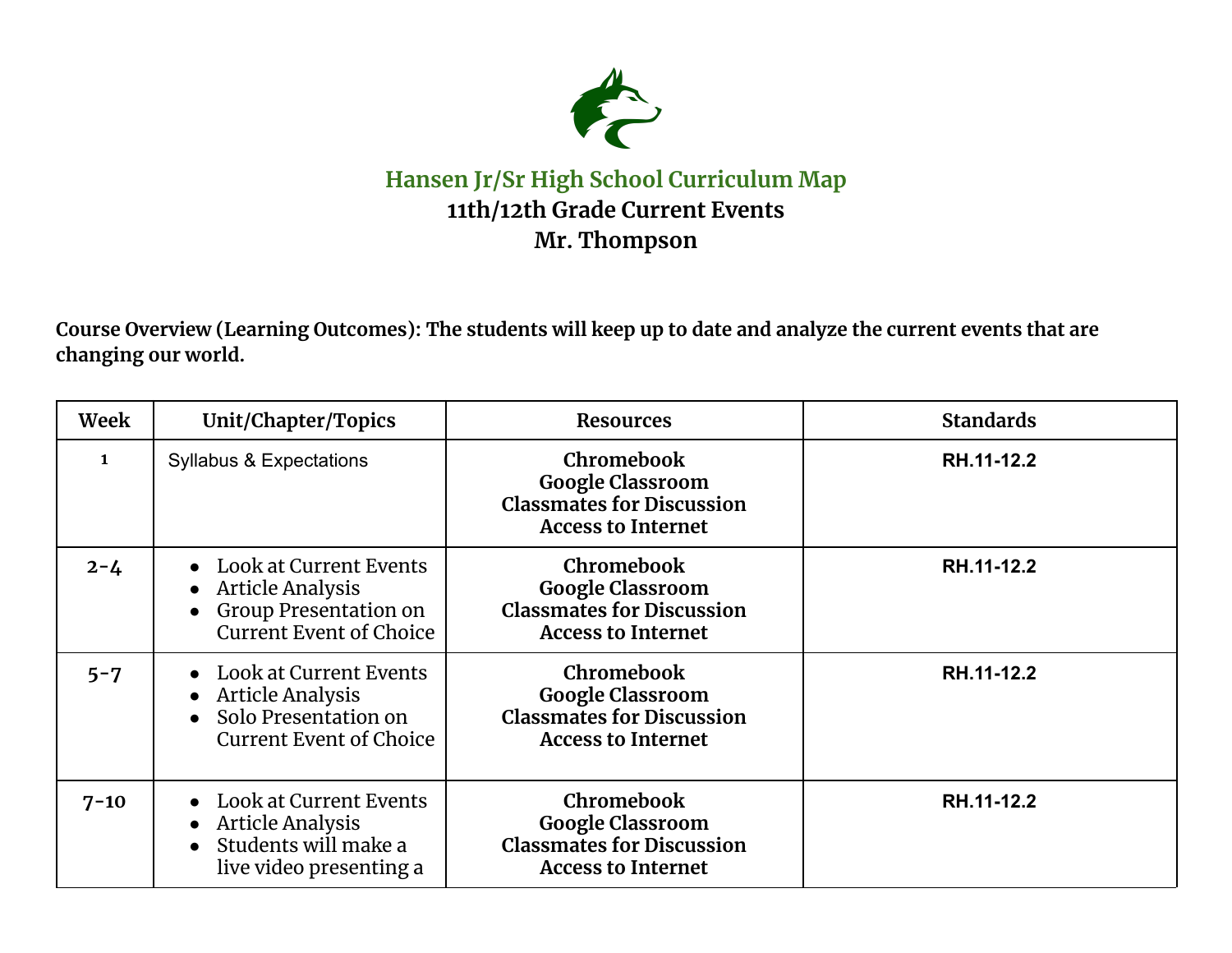# Hansen Jr/Sr High School Curriculum Map

## 11th/12th Grade Current Events

## Mr. Thompson

**Course Overview (Learning Outcomes): The students will keep up to date and analyze the current events that are changing our world.**

| Week | Unit/Chapter/Topics | Resources | Standards |
|---|---|---|---|
| 1 | Syllabus & Expectations | **Chromebook**<br>**Google Classroom**<br>**Classmates for Discussion**<br>**Access to Internet** | **RH.11-12.2** |
| 2-4 | • Look at Current Events<br>• Article Analysis<br>• Group Presentation on Current Event of Choice | **Chromebook**<br>**Google Classroom**<br>**Classmates for Discussion**<br>**Access to Internet** | **RH.11-12.2** |
| 5-7 | • Look at Current Events<br>• Article Analysis<br>• Solo Presentation on Current Event of Choice | **Chromebook**<br>**Google Classroom**<br>**Classmates for Discussion**<br>**Access to Internet** | **RH.11-12.2** |
| 7-10 | • Look at Current Events<br>• Article Analysis<br>• Students will make a live video presenting a | **Chromebook**<br>**Google Classroom**<br>**Classmates for Discussion**<br>**Access to Internet** | **RH.11-12.2** |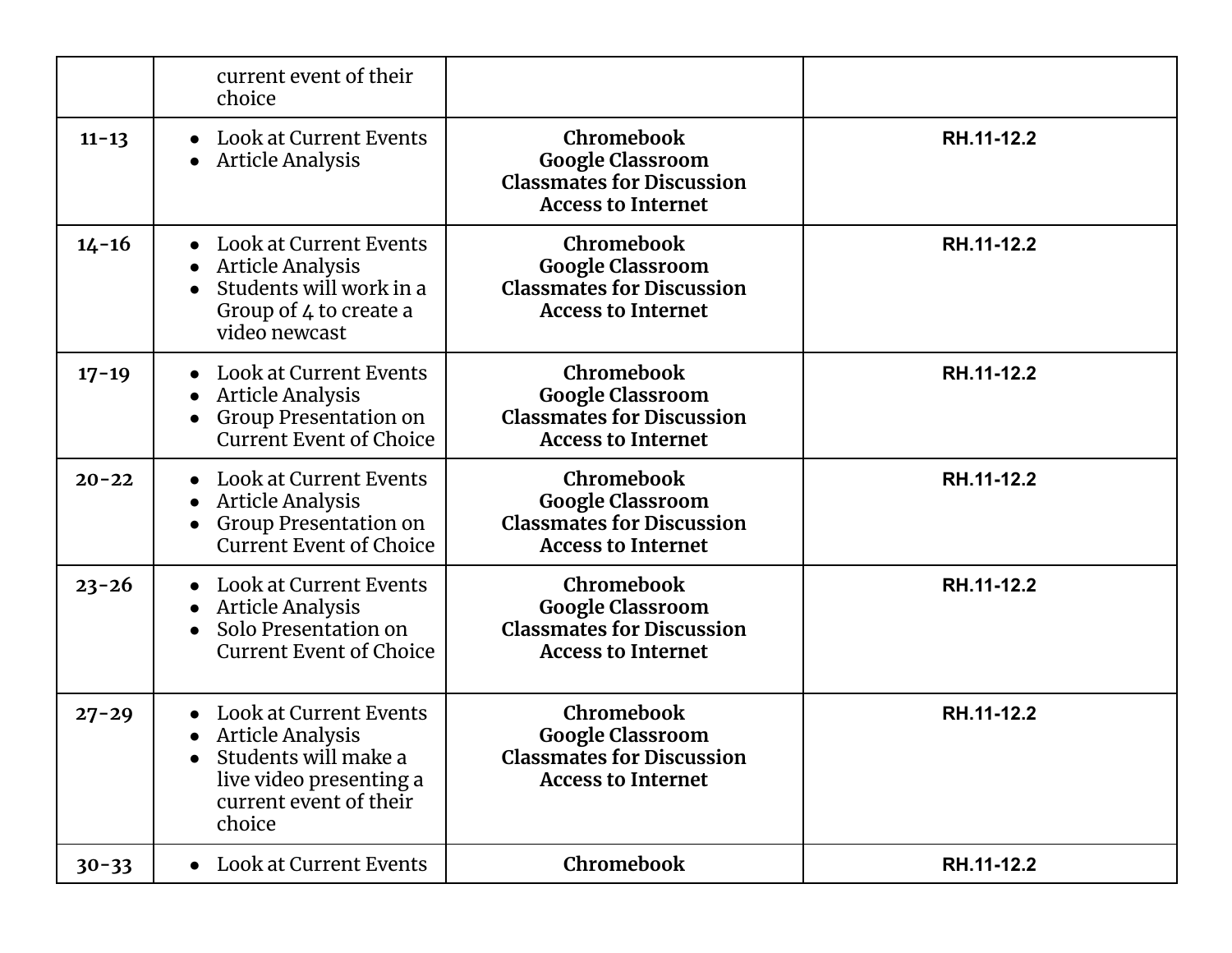| | | | |
|---|---|---|---|
| | current event of their choice | | |
| **11-13** | • Look at Current Events<br>• Article Analysis | **Chromebook<br>Google Classroom<br>Classmates for Discussion<br>Access to Internet** | **RH.11-12.2** |
| **14-16** | • Look at Current Events<br>• Article Analysis<br>• Students will work in a Group of 4 to create a video newcast | **Chromebook<br>Google Classroom<br>Classmates for Discussion<br>Access to Internet** | **RH.11-12.2** |
| **17-19** | • Look at Current Events<br>• Article Analysis<br>• Group Presentation on Current Event of Choice | **Chromebook<br>Google Classroom<br>Classmates for Discussion<br>Access to Internet** | **RH.11-12.2** |
| **20-22** | • Look at Current Events<br>• Article Analysis<br>• Group Presentation on Current Event of Choice | **Chromebook<br>Google Classroom<br>Classmates for Discussion<br>Access to Internet** | **RH.11-12.2** |
| **23-26** | • Look at Current Events<br>• Article Analysis<br>• Solo Presentation on Current Event of Choice | **Chromebook<br>Google Classroom<br>Classmates for Discussion<br>Access to Internet** | **RH.11-12.2** |
| **27-29** | • Look at Current Events<br>• Article Analysis<br>• Students will make a live video presenting a current event of their choice | **Chromebook<br>Google Classroom<br>Classmates for Discussion<br>Access to Internet** | **RH.11-12.2** |
| **30-33** | • Look at Current Events | **Chromebook** | **RH.11-12.2** |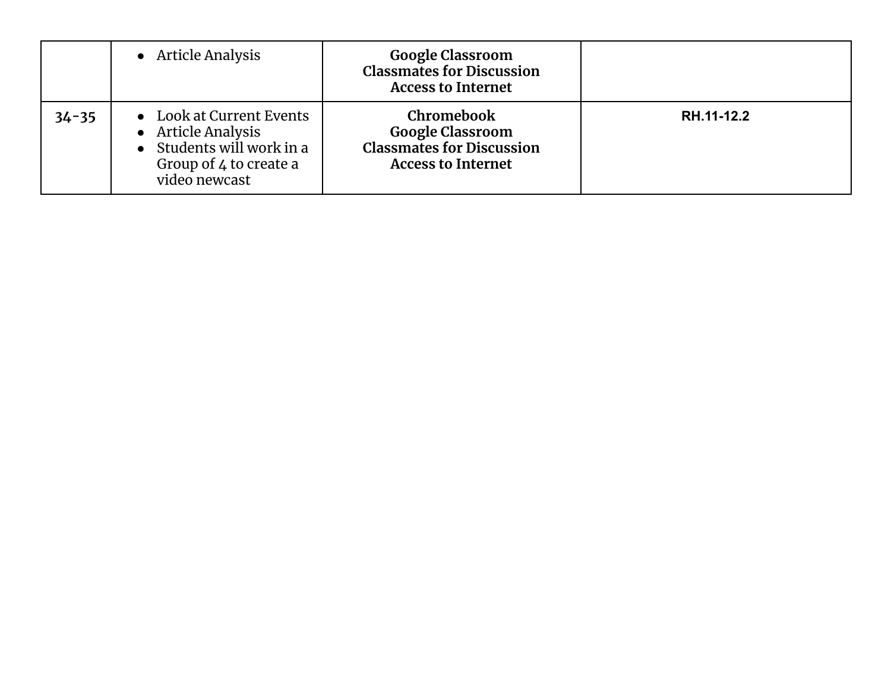| | | | |
|---|---|---|---|
| | • Article Analysis | **Google Classroom**<br>**Classmates for Discussion**<br>**Access to Internet** | |
| 34-35 | • Look at Current Events<br>• Article Analysis<br>• Students will work in a Group of 4 to create a video newcast | **Chromebook**<br>**Google Classroom**<br>**Classmates for Discussion**<br>**Access to Internet** | **RH.11-12.2** |